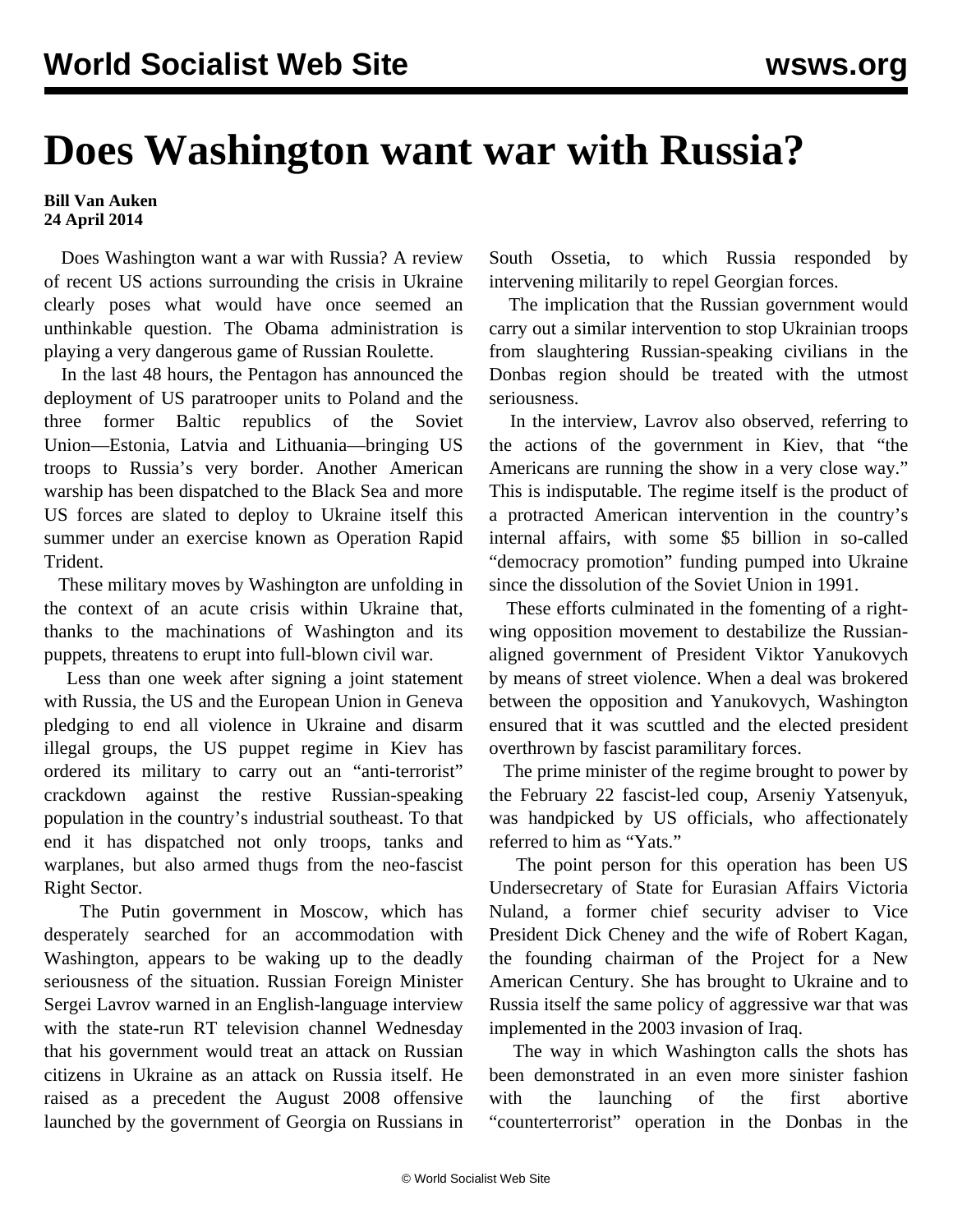# Does Washington want war with Russia?

**Bill Van Auken**
**24 April 2014**

Does Washington want a war with Russia? A review of recent US actions surrounding the crisis in Ukraine clearly poses what would have once seemed an unthinkable question. The Obama administration is playing a very dangerous game of Russian Roulette.

In the last 48 hours, the Pentagon has announced the deployment of US paratrooper units to Poland and the three former Baltic republics of the Soviet Union—Estonia, Latvia and Lithuania—bringing US troops to Russia's very border. Another American warship has been dispatched to the Black Sea and more US forces are slated to deploy to Ukraine itself this summer under an exercise known as Operation Rapid Trident.

These military moves by Washington are unfolding in the context of an acute crisis within Ukraine that, thanks to the machinations of Washington and its puppets, threatens to erupt into full-blown civil war.

Less than one week after signing a joint statement with Russia, the US and the European Union in Geneva pledging to end all violence in Ukraine and disarm illegal groups, the US puppet regime in Kiev has ordered its military to carry out an "anti-terrorist" crackdown against the restive Russian-speaking population in the country's industrial southeast. To that end it has dispatched not only troops, tanks and warplanes, but also armed thugs from the neo-fascist Right Sector.

The Putin government in Moscow, which has desperately searched for an accommodation with Washington, appears to be waking up to the deadly seriousness of the situation. Russian Foreign Minister Sergei Lavrov warned in an English-language interview with the state-run RT television channel Wednesday that his government would treat an attack on Russian citizens in Ukraine as an attack on Russia itself. He raised as a precedent the August 2008 offensive launched by the government of Georgia on Russians in South Ossetia, to which Russia responded by intervening militarily to repel Georgian forces.

The implication that the Russian government would carry out a similar intervention to stop Ukrainian troops from slaughtering Russian-speaking civilians in the Donbas region should be treated with the utmost seriousness.

In the interview, Lavrov also observed, referring to the actions of the government in Kiev, that "the Americans are running the show in a very close way." This is indisputable. The regime itself is the product of a protracted American intervention in the country's internal affairs, with some $5 billion in so-called "democracy promotion" funding pumped into Ukraine since the dissolution of the Soviet Union in 1991.

These efforts culminated in the fomenting of a right-wing opposition movement to destabilize the Russian-aligned government of President Viktor Yanukovych by means of street violence. When a deal was brokered between the opposition and Yanukovych, Washington ensured that it was scuttled and the elected president overthrown by fascist paramilitary forces.

The prime minister of the regime brought to power by the February 22 fascist-led coup, Arseniy Yatsenyuk, was handpicked by US officials, who affectionately referred to him as "Yats."

The point person for this operation has been US Undersecretary of State for Eurasian Affairs Victoria Nuland, a former chief security adviser to Vice President Dick Cheney and the wife of Robert Kagan, the founding chairman of the Project for a New American Century. She has brought to Ukraine and to Russia itself the same policy of aggressive war that was implemented in the 2003 invasion of Iraq.

The way in which Washington calls the shots has been demonstrated in an even more sinister fashion with the launching of the first abortive "counterterrorist" operation in the Donbas in the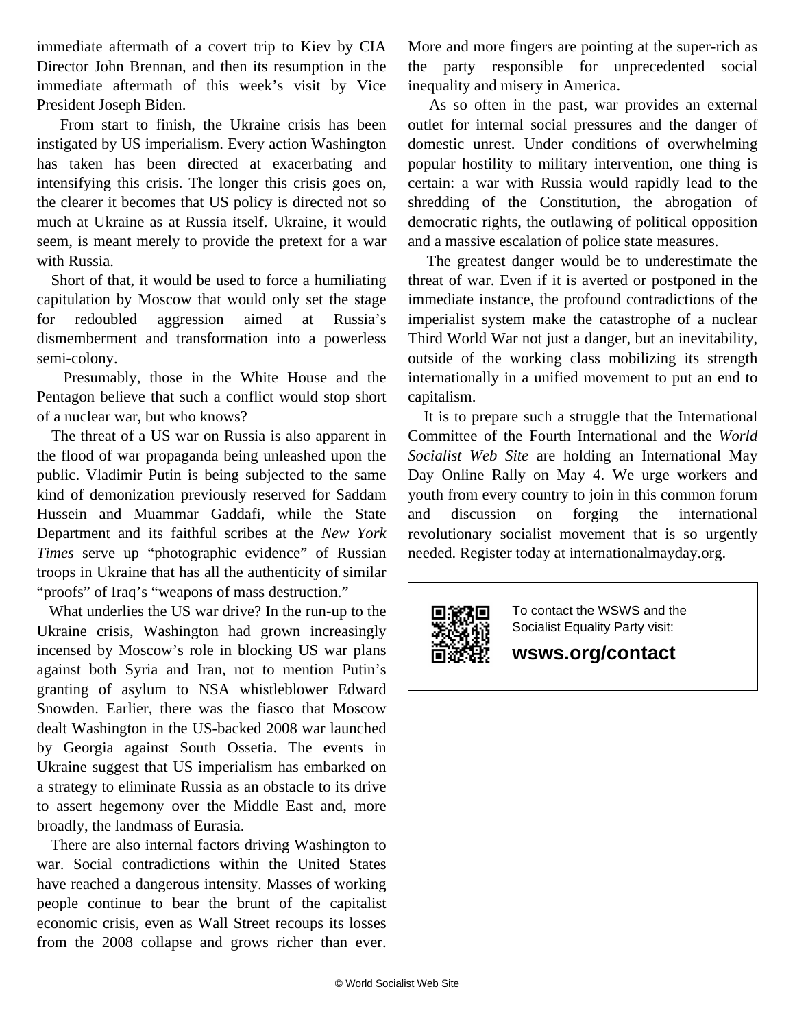immediate aftermath of a covert trip to Kiev by CIA Director John Brennan, and then its resumption in the immediate aftermath of this week's visit by Vice President Joseph Biden.

From start to finish, the Ukraine crisis has been instigated by US imperialism. Every action Washington has taken has been directed at exacerbating and intensifying this crisis. The longer this crisis goes on, the clearer it becomes that US policy is directed not so much at Ukraine as at Russia itself. Ukraine, it would seem, is meant merely to provide the pretext for a war with Russia.

Short of that, it would be used to force a humiliating capitulation by Moscow that would only set the stage for redoubled aggression aimed at Russia's dismemberment and transformation into a powerless semi-colony.

Presumably, those in the White House and the Pentagon believe that such a conflict would stop short of a nuclear war, but who knows?

The threat of a US war on Russia is also apparent in the flood of war propaganda being unleashed upon the public. Vladimir Putin is being subjected to the same kind of demonization previously reserved for Saddam Hussein and Muammar Gaddafi, while the State Department and its faithful scribes at the *New York Times* serve up "photographic evidence" of Russian troops in Ukraine that has all the authenticity of similar "proofs" of Iraq's "weapons of mass destruction."

What underlies the US war drive? In the run-up to the Ukraine crisis, Washington had grown increasingly incensed by Moscow's role in blocking US war plans against both Syria and Iran, not to mention Putin's granting of asylum to NSA whistleblower Edward Snowden. Earlier, there was the fiasco that Moscow dealt Washington in the US-backed 2008 war launched by Georgia against South Ossetia. The events in Ukraine suggest that US imperialism has embarked on a strategy to eliminate Russia as an obstacle to its drive to assert hegemony over the Middle East and, more broadly, the landmass of Eurasia.

There are also internal factors driving Washington to war. Social contradictions within the United States have reached a dangerous intensity. Masses of working people continue to bear the brunt of the capitalist economic crisis, even as Wall Street recoups its losses from the 2008 collapse and grows richer than ever. More and more fingers are pointing at the super-rich as the party responsible for unprecedented social inequality and misery in America.

As so often in the past, war provides an external outlet for internal social pressures and the danger of domestic unrest. Under conditions of overwhelming popular hostility to military intervention, one thing is certain: a war with Russia would rapidly lead to the shredding of the Constitution, the abrogation of democratic rights, the outlawing of political opposition and a massive escalation of police state measures.

The greatest danger would be to underestimate the threat of war. Even if it is averted or postponed in the immediate instance, the profound contradictions of the imperialist system make the catastrophe of a nuclear Third World War not just a danger, but an inevitability, outside of the working class mobilizing its strength internationally in a unified movement to put an end to capitalism.

It is to prepare such a struggle that the International Committee of the Fourth International and the *World Socialist Web Site* are holding an International May Day Online Rally on May 4. We urge workers and youth from every country to join in this common forum and discussion on forging the international revolutionary socialist movement that is so urgently needed. Register today at internationalmayday.org.

To contact the WSWS and the Socialist Equality Party visit:

**wsws.org/contact**